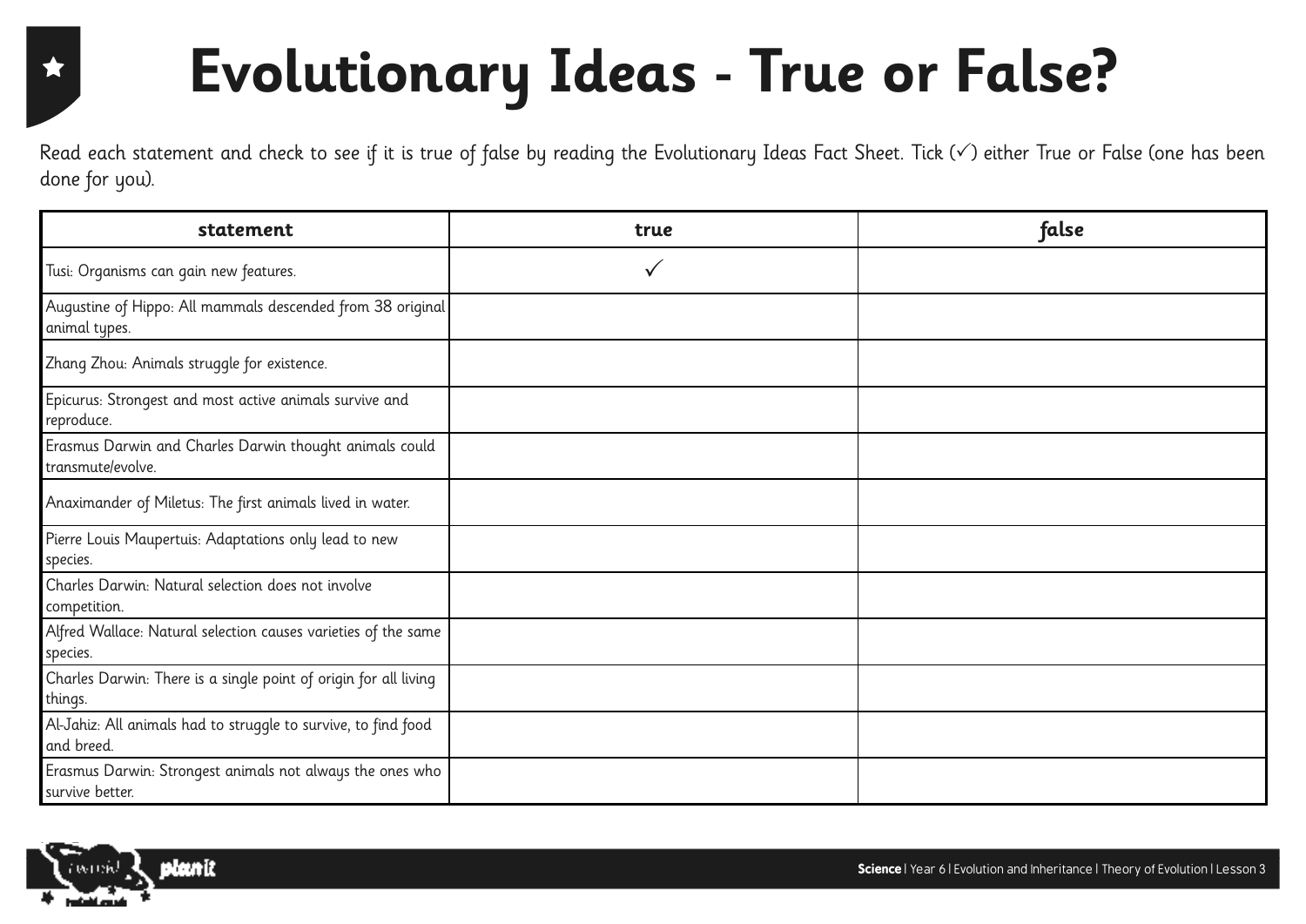# Evolutionary Ideas - True or False?

Read each statement and check to see if it is true of false by reading the Evolutionary Ideas Fact Sheet. Tick (✓) either True or False (one has been done for you).

| statement | true | false |
| --- | --- | --- |
| Tusi: Organisms can gain new features. | ✓ | |
| Augustine of Hippo: All mammals descended from 38 original animal types. | | |
| Zhang Zhou: Animals struggle for existence. | | |
| Epicurus: Strongest and most active animals survive and reproduce. | | |
| Erasmus Darwin and Charles Darwin thought animals could transmute/evolve. | | |
| Anaximander of Miletus: The first animals lived in water. | | |
| Pierre Louis Maupertuis: Adaptations only lead to new species. | | |
| Charles Darwin: Natural selection does not involve competition. | | |
| Alfred Wallace: Natural selection causes varieties of the same species. | | |
| Charles Darwin: There is a single point of origin for all living things. | | |
| Al-Jahiz: All animals had to struggle to survive, to find food and breed. | | |
| Erasmus Darwin: Strongest animals not always the ones who survive better. | | |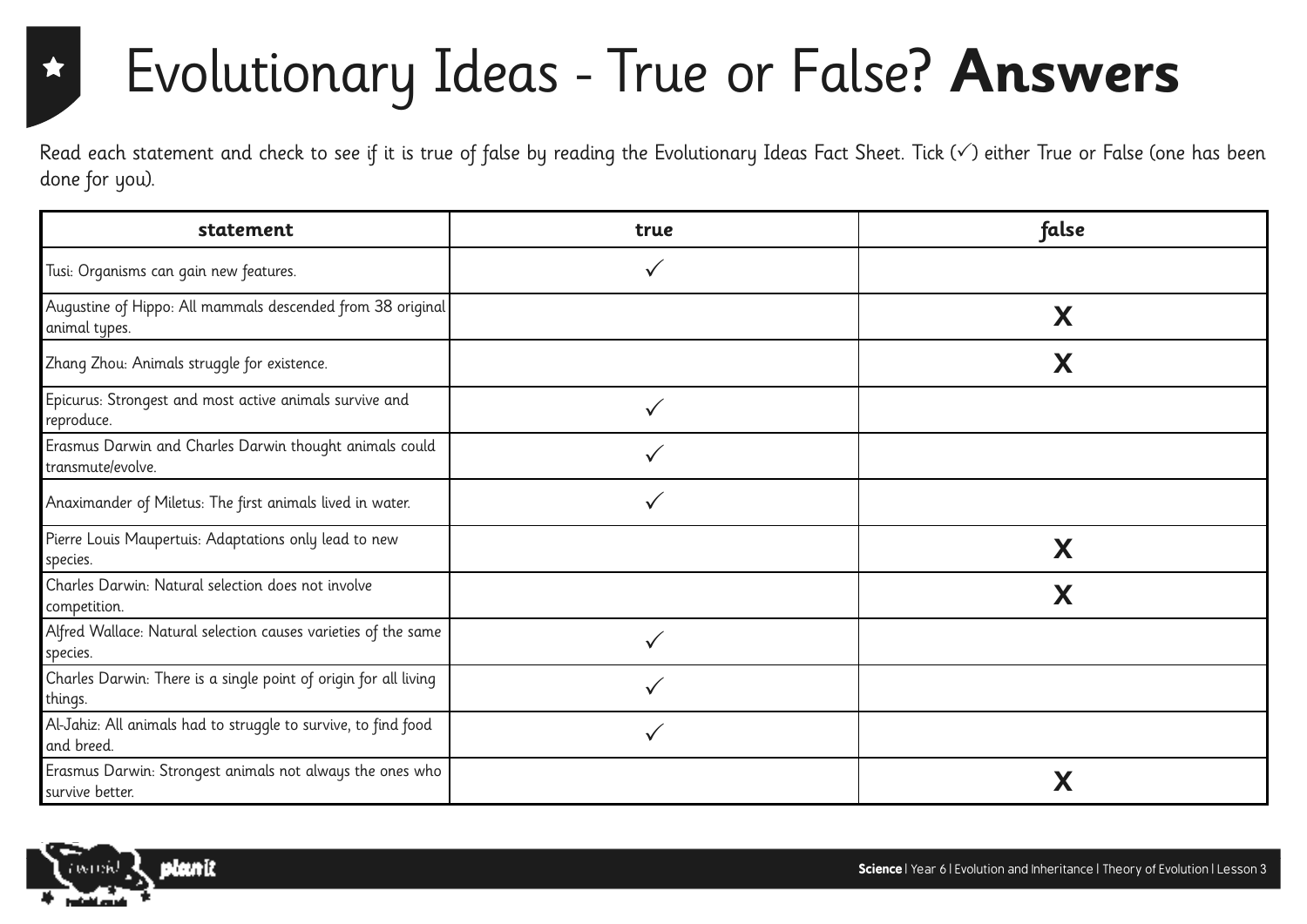# Evolutionary Ideas - True or False? **Answers**

Read each statement and check to see if it is true of false by reading the Evolutionary Ideas Fact Sheet. Tick (✓) either True or False (one has been done for you).

| statement | true | false |
|---|---|---|
| Tusi: Organisms can gain new features. | ✓ | |
| Augustine of Hippo: All mammals descended from 38 original animal types. | | **X** |
| Zhang Zhou: Animals struggle for existence. | | **X** |
| Epicurus: Strongest and most active animals survive and reproduce. | ✓ | |
| Erasmus Darwin and Charles Darwin thought animals could transmute/evolve. | ✓ | |
| Anaximander of Miletus: The first animals lived in water. | ✓ | |
| Pierre Louis Maupertuis: Adaptations only lead to new species. | | **X** |
| Charles Darwin: Natural selection does not involve competition. | | **X** |
| Alfred Wallace: Natural selection causes varieties of the same species. | ✓ | |
| Charles Darwin: There is a single point of origin for all living things. | ✓ | |
| Al-Jahiz: All animals had to struggle to survive, to find food and breed. | ✓ | |
| Erasmus Darwin: Strongest animals not always the ones who survive better. | | **X** |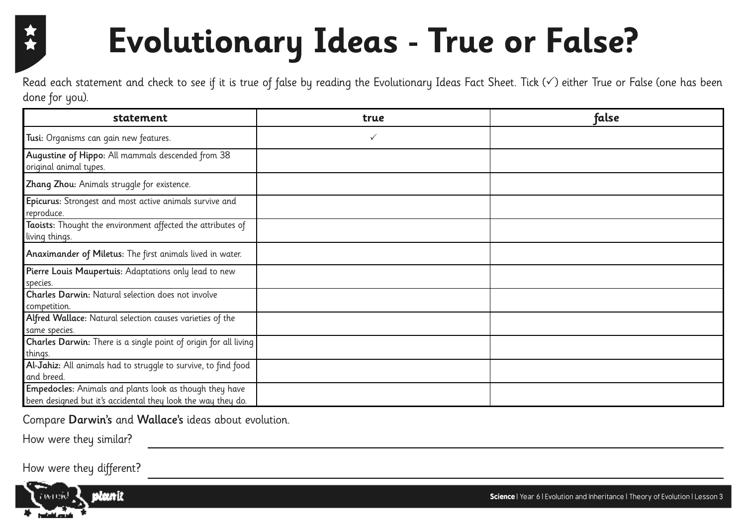# Evolutionary Ideas - True or False?

Read each statement and check to see if it is true of false by reading the Evolutionary Ideas Fact Sheet. Tick (✓) either True or False (one has been done for you).

| statement | true | false |
|---|---|---|
| **Tusi:** Organisms can gain new features. | ✓ | |
| **Augustine of Hippo:** All mammals descended from 38 original animal types. | | |
| **Zhang Zhou:** Animals struggle for existence. | | |
| **Epicurus:** Strongest and most active animals survive and reproduce. | | |
| **Taoists:** Thought the environment affected the attributes of living things. | | |
| **Anaximander of Miletus:** The first animals lived in water. | | |
| **Pierre Louis Maupertuis:** Adaptations only lead to new species. | | |
| **Charles Darwin:** Natural selection does not involve competition. | | |
| **Alfred Wallace:** Natural selection causes varieties of the same species. | | |
| **Charles Darwin:** There is a single point of origin for all living things. | | |
| **Al-Jahiz:** All animals had to struggle to survive, to find food and breed. | | |
| **Empedocles:** Animals and plants look as though they have been designed but it's accidental they look the way they do. | | |

Compare **Darwin's** and **Wallace's** ideas about evolution.

How were they similar? \_\_\_\_\_\_\_\_\_\_\_\_\_\_\_\_\_\_\_\_\_\_\_\_\_\_\_\_\_\_\_\_\_\_\_\_\_\_\_\_

How were they different? \_\_\_\_\_\_\_\_\_\_\_\_\_\_\_\_\_\_\_\_\_\_\_\_\_\_\_\_\_\_\_\_\_\_\_\_\_\_\_\_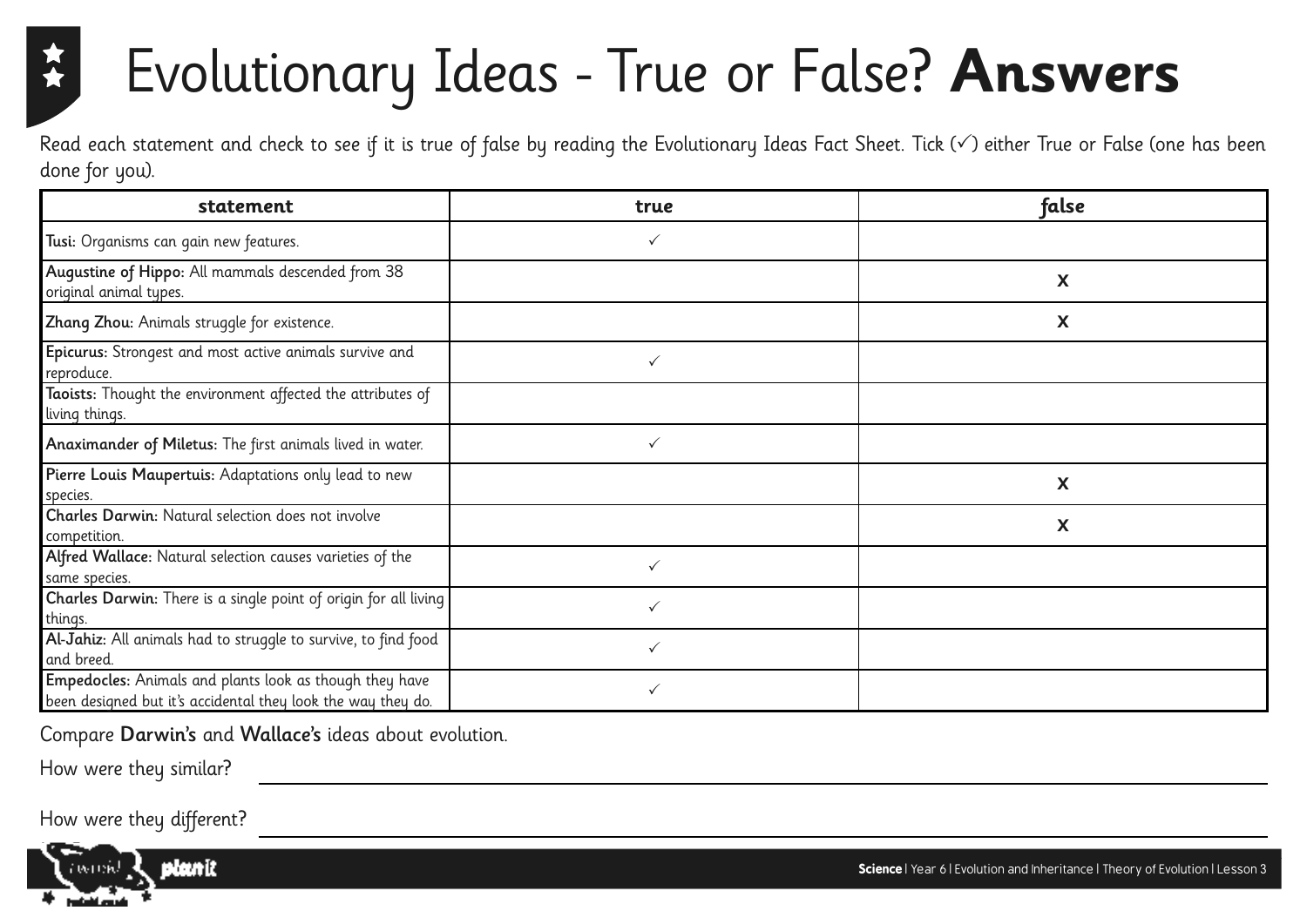# Evolutionary Ideas - True or False? **Answers**

Read each statement and check to see if it is true of false by reading the Evolutionary Ideas Fact Sheet. Tick (✓) either True or False (one has been done for you).

| statement | true | false |
|---|---|---|
| **Tusi:** Organisms can gain new features. | ✓ | |
| **Augustine of Hippo:** All mammals descended from 38 original animal types. | | X |
| **Zhang Zhou:** Animals struggle for existence. | | X |
| **Epicurus:** Strongest and most active animals survive and reproduce. | ✓ | |
| **Taoists:** Thought the environment affected the attributes of living things. | | |
| **Anaximander of Miletus:** The first animals lived in water. | ✓ | |
| **Pierre Louis Maupertuis:** Adaptations only lead to new species. | | X |
| **Charles Darwin:** Natural selection does not involve competition. | | X |
| **Alfred Wallace:** Natural selection causes varieties of the same species. | ✓ | |
| **Charles Darwin:** There is a single point of origin for all living things. | ✓ | |
| **Al-Jahiz:** All animals had to struggle to survive, to find food and breed. | ✓ | |
| **Empedocles:** Animals and plants look as though they have been designed but it's accidental they look the way they do. | ✓ | |

Compare **Darwin's** and **Wallace's** ideas about evolution.

How were they similar? ______________________________

How were they different? ______________________________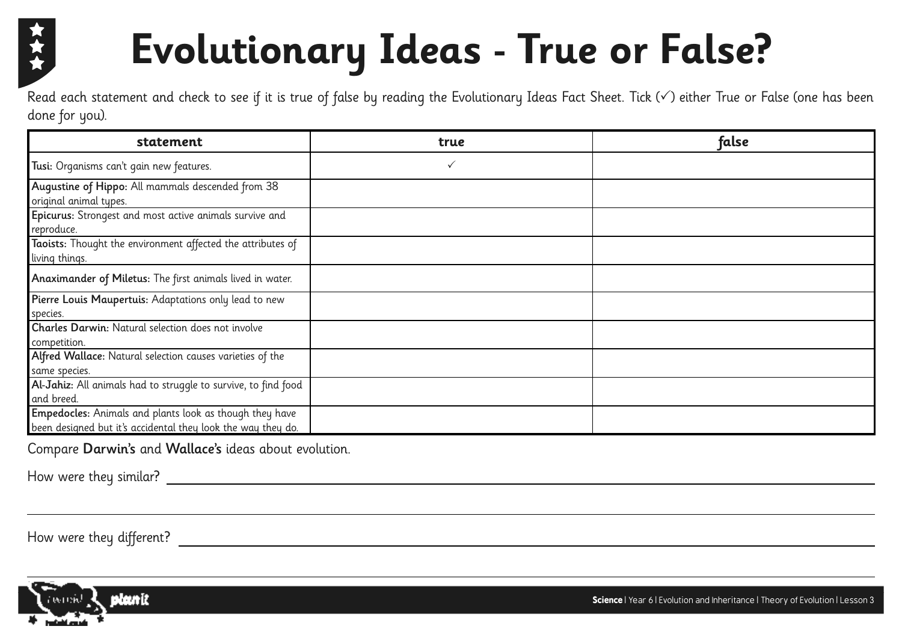# Evolutionary Ideas - True or False?

Read each statement and check to see if it is true of false by reading the Evolutionary Ideas Fact Sheet. Tick (✓) either True or False (one has been done for you).

| statement | true | false |
|---|---|---|
| **Tusi:** Organisms can't gain new features. | ✓ | |
| **Augustine of Hippo:** All mammals descended from 38 original animal types. | | |
| **Epicurus:** Strongest and most active animals survive and reproduce. | | |
| **Taoists:** Thought the environment affected the attributes of living things. | | |
| **Anaximander of Miletus:** The first animals lived in water. | | |
| **Pierre Louis Maupertuis:** Adaptations only lead to new species. | | |
| **Charles Darwin:** Natural selection does not involve competition. | | |
| **Alfred Wallace:** Natural selection causes varieties of the same species. | | |
| **Al-Jahiz:** All animals had to struggle to survive, to find food and breed. | | |
| **Empedocles:** Animals and plants look as though they have been designed but it's accidental they look the way they do. | | |

Compare **Darwin's** and **Wallace's** ideas about evolution.

How were they similar? ______________________________________________

_____________________________________________________________

How were they different? ______________________________________________

_____________________________________________________________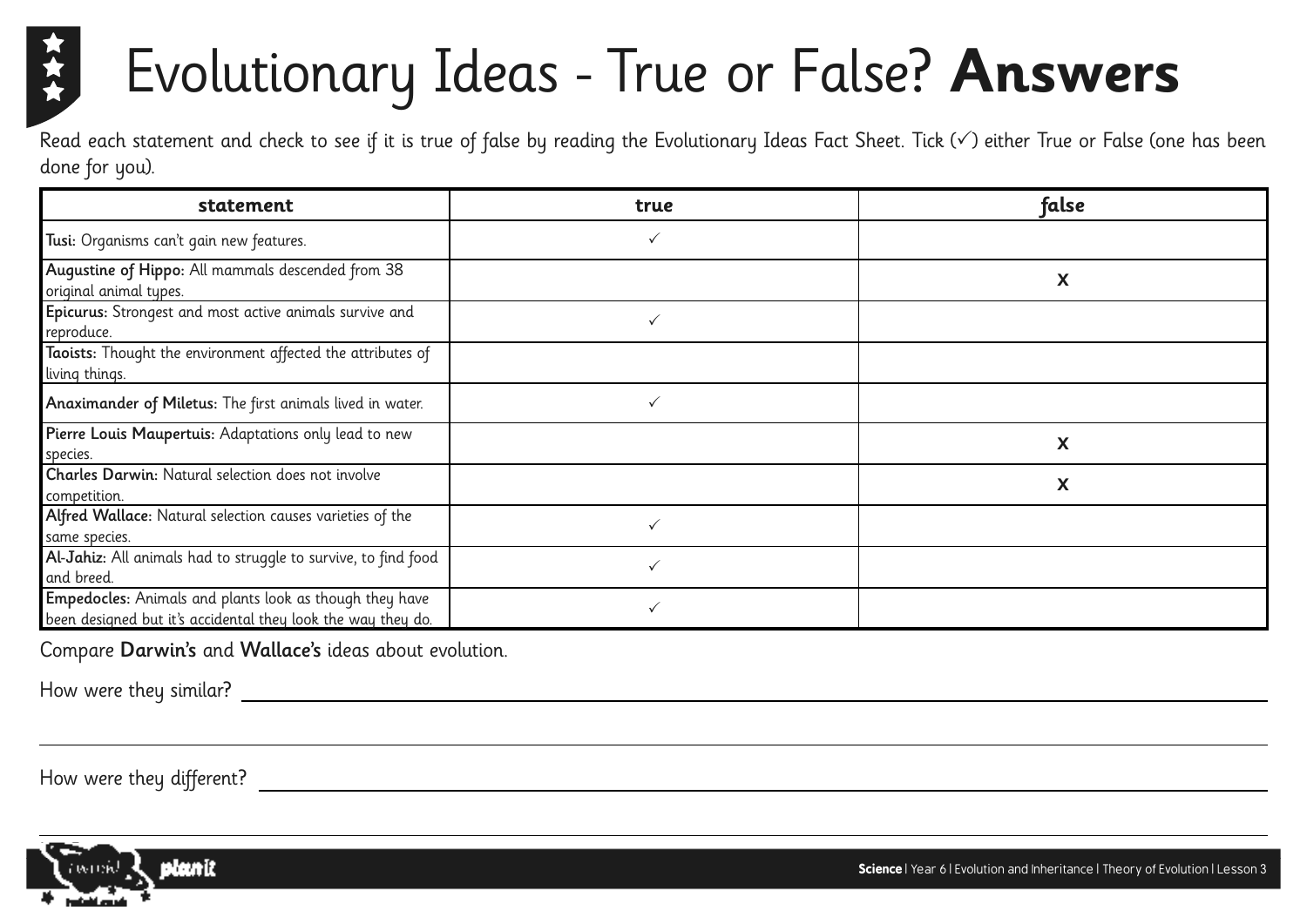# Evolutionary Ideas - True or False? **Answers**

Read each statement and check to see if it is true of false by reading the Evolutionary Ideas Fact Sheet. Tick (✓) either True or False (one has been done for you).

| statement | true | false |
|---|---|---|
| **Tusi:** Organisms can't gain new features. | ✓ | |
| **Augustine of Hippo:** All mammals descended from 38 original animal types. | | X |
| **Epicurus:** Strongest and most active animals survive and reproduce. | ✓ | |
| **Taoists:** Thought the environment affected the attributes of living things. | | |
| **Anaximander of Miletus:** The first animals lived in water. | ✓ | |
| **Pierre Louis Maupertuis:** Adaptations only lead to new species. | | X |
| **Charles Darwin:** Natural selection does not involve competition. | | X |
| **Alfred Wallace:** Natural selection causes varieties of the same species. | ✓ | |
| **Al-Jahiz:** All animals had to struggle to survive, to find food and breed. | ✓ | |
| **Empedocles:** Animals and plants look as though they have been designed but it's accidental they look the way they do. | ✓ | |

Compare **Darwin's** and **Wallace's** ideas about evolution.

How were they similar? ______________________________

______________________________

How were they different? ______________________________

______________________________